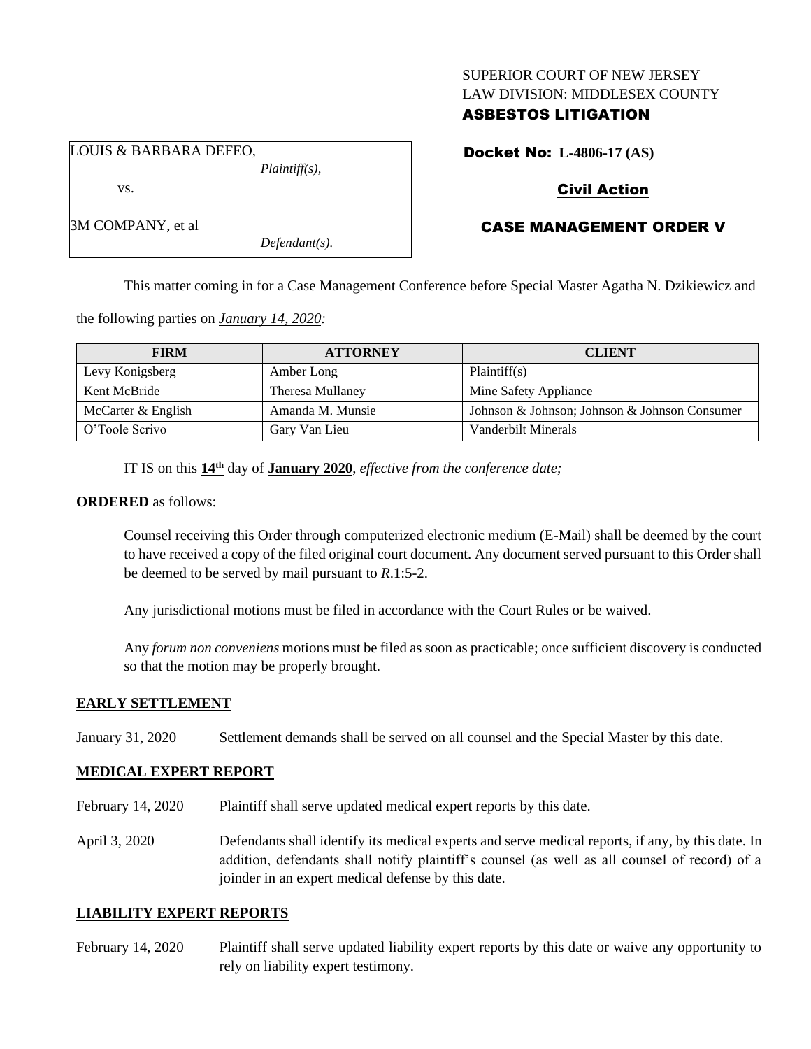SUPERIOR COURT OF NEW JERSEY
LAW DIVISION: MIDDLESEX COUNTY
**ASBESTOS LITIGATION**

LOUIS & BARBARA DEFEO,
*Plaintiff(s),*

vs.

3M COMPANY, et al
*Defendant(s).*

**Docket No: L-4806-17 (AS)**

**Civil Action**

**CASE MANAGEMENT ORDER V**

This matter coming in for a Case Management Conference before Special Master Agatha N. Dzikiewicz and the following parties on *January 14, 2020:*

| FIRM | ATTORNEY | CLIENT |
|---|---|---|
| Levy Konigsberg | Amber Long | Plaintiff(s) |
| Kent McBride | Theresa Mullaney | Mine Safety Appliance |
| McCarter & English | Amanda M. Munsie | Johnson & Johnson; Johnson & Johnson Consumer |
| O'Toole Scrivo | Gary Van Lieu | Vanderbilt Minerals |

IT IS on this **14th** day of **January 2020**, *effective from the conference date;*

**ORDERED** as follows:

Counsel receiving this Order through computerized electronic medium (E-Mail) shall be deemed by the court to have received a copy of the filed original court document. Any document served pursuant to this Order shall be deemed to be served by mail pursuant to *R*.1:5-2.

Any jurisdictional motions must be filed in accordance with the Court Rules or be waived.

Any *forum non conveniens* motions must be filed as soon as practicable; once sufficient discovery is conducted so that the motion may be properly brought.

**EARLY SETTLEMENT**

January 31, 2020 Settlement demands shall be served on all counsel and the Special Master by this date.

**MEDICAL EXPERT REPORT**

February 14, 2020 Plaintiff shall serve updated medical expert reports by this date.

April 3, 2020 Defendants shall identify its medical experts and serve medical reports, if any, by this date. In addition, defendants shall notify plaintiff's counsel (as well as all counsel of record) of a joinder in an expert medical defense by this date.

**LIABILITY EXPERT REPORTS**

February 14, 2020 Plaintiff shall serve updated liability expert reports by this date or waive any opportunity to rely on liability expert testimony.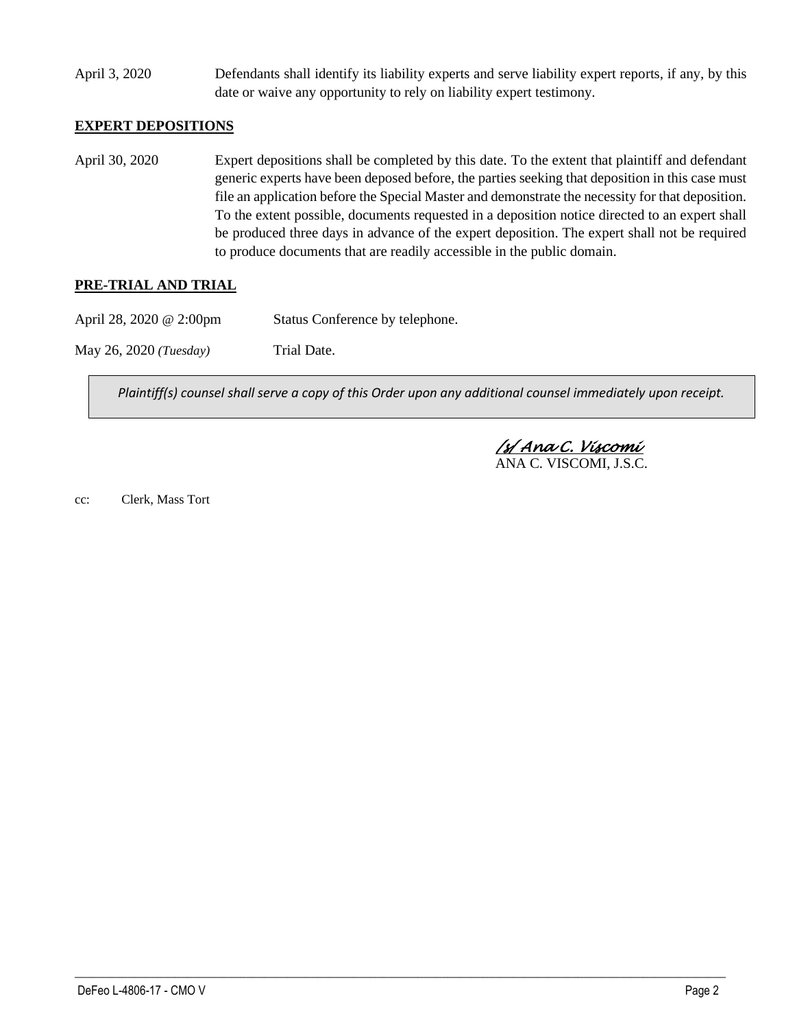April 3, 2020 Defendants shall identify its liability experts and serve liability expert reports, if any, by this date or waive any opportunity to rely on liability expert testimony.

**EXPERT DEPOSITIONS**

April 30, 2020 Expert depositions shall be completed by this date. To the extent that plaintiff and defendant generic experts have been deposed before, the parties seeking that deposition in this case must file an application before the Special Master and demonstrate the necessity for that deposition. To the extent possible, documents requested in a deposition notice directed to an expert shall be produced three days in advance of the expert deposition. The expert shall not be required to produce documents that are readily accessible in the public domain.

**PRE-TRIAL AND TRIAL**

April 28, 2020 @ 2:00pm Status Conference by telephone.

May 26, 2020 *(Tuesday)* Trial Date.

*Plaintiff(s) counsel shall serve a copy of this Order upon any additional counsel immediately upon receipt.*

*/s/ Ana C. Viscomi*
ANA C. VISCOMI, J.S.C.

cc: Clerk, Mass Tort